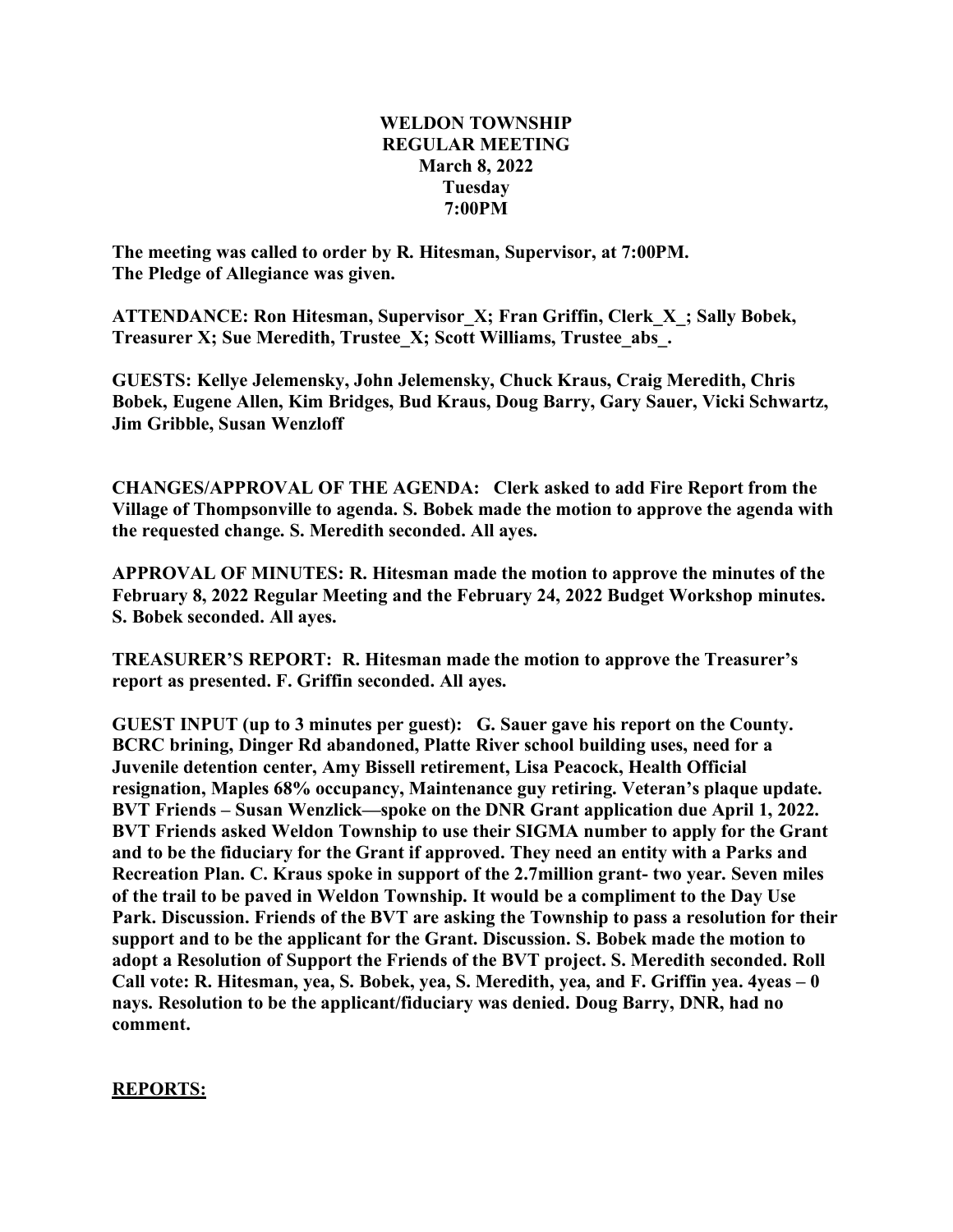**WELDON TOWNSHIP**
**REGULAR MEETING**
**March 8, 2022**
**Tuesday**
**7:00PM**

**The meeting was called to order by R. Hitesman, Supervisor, at 7:00PM.**
**The Pledge of Allegiance was given.**

**ATTENDANCE: Ron Hitesman, Supervisor_X; Fran Griffin, Clerk_X_; Sally Bobek, Treasurer X; Sue Meredith, Trustee_X; Scott Williams, Trustee_abs_.**

**GUESTS: Kellye Jelemensky, John Jelemensky, Chuck Kraus, Craig Meredith, Chris Bobek, Eugene Allen, Kim Bridges, Bud Kraus, Doug Barry, Gary Sauer, Vicki Schwartz, Jim Gribble, Susan Wenzloff**

**CHANGES/APPROVAL OF THE AGENDA: Clerk asked to add Fire Report from the Village of Thompsonville to agenda. S. Bobek made the motion to approve the agenda with the requested change. S. Meredith seconded. All ayes.**

**APPROVAL OF MINUTES: R. Hitesman made the motion to approve the minutes of the February 8, 2022 Regular Meeting and the February 24, 2022 Budget Workshop minutes. S. Bobek seconded. All ayes.**

**TREASURER'S REPORT: R. Hitesman made the motion to approve the Treasurer's report as presented. F. Griffin seconded. All ayes.**

**GUEST INPUT (up to 3 minutes per guest): G. Sauer gave his report on the County. BCRC brining, Dinger Rd abandoned, Platte River school building uses, need for a Juvenile detention center, Amy Bissell retirement, Lisa Peacock, Health Official resignation, Maples 68% occupancy, Maintenance guy retiring. Veteran's plaque update. BVT Friends – Susan Wenzlick—spoke on the DNR Grant application due April 1, 2022. BVT Friends asked Weldon Township to use their SIGMA number to apply for the Grant and to be the fiduciary for the Grant if approved. They need an entity with a Parks and Recreation Plan. C. Kraus spoke in support of the 2.7million grant- two year. Seven miles of the trail to be paved in Weldon Township. It would be a compliment to the Day Use Park. Discussion. Friends of the BVT are asking the Township to pass a resolution for their support and to be the applicant for the Grant. Discussion. S. Bobek made the motion to adopt a Resolution of Support the Friends of the BVT project. S. Meredith seconded. Roll Call vote: R. Hitesman, yea, S. Bobek, yea, S. Meredith, yea, and F. Griffin yea. 4yeas – 0 nays. Resolution to be the applicant/fiduciary was denied. Doug Barry, DNR, had no comment.**

**REPORTS:**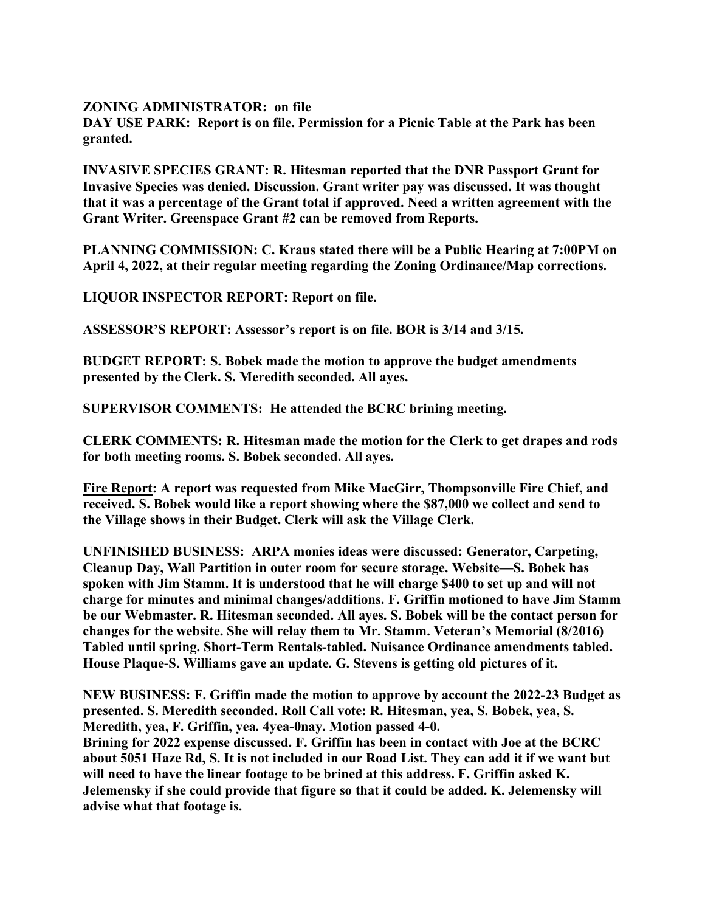**ZONING ADMINISTRATOR: on file**

**DAY USE PARK: Report is on file. Permission for a Picnic Table at the Park has been granted.**

**INVASIVE SPECIES GRANT: R. Hitesman reported that the DNR Passport Grant for Invasive Species was denied. Discussion. Grant writer pay was discussed. It was thought that it was a percentage of the Grant total if approved. Need a written agreement with the Grant Writer. Greenspace Grant #2 can be removed from Reports.**

**PLANNING COMMISSION: C. Kraus stated there will be a Public Hearing at 7:00PM on April 4, 2022, at their regular meeting regarding the Zoning Ordinance/Map corrections.**

**LIQUOR INSPECTOR REPORT: Report on file.**

**ASSESSOR'S REPORT: Assessor's report is on file. BOR is 3/14 and 3/15.**

**BUDGET REPORT: S. Bobek made the motion to approve the budget amendments presented by the Clerk. S. Meredith seconded. All ayes.**

**SUPERVISOR COMMENTS: He attended the BCRC brining meeting.**

**CLERK COMMENTS: R. Hitesman made the motion for the Clerk to get drapes and rods for both meeting rooms. S. Bobek seconded. All ayes.**

**<u>Fire Report</u>: A report was requested from Mike MacGirr, Thompsonville Fire Chief, and received. S. Bobek would like a report showing where the $87,000 we collect and send to the Village shows in their Budget. Clerk will ask the Village Clerk.**

**UNFINISHED BUSINESS: ARPA monies ideas were discussed: Generator, Carpeting, Cleanup Day, Wall Partition in outer room for secure storage. Website—S. Bobek has spoken with Jim Stamm. It is understood that he will charge $400 to set up and will not charge for minutes and minimal changes/additions. F. Griffin motioned to have Jim Stamm be our Webmaster. R. Hitesman seconded. All ayes. S. Bobek will be the contact person for changes for the website. She will relay them to Mr. Stamm. Veteran's Memorial (8/2016) Tabled until spring. Short-Term Rentals-tabled. Nuisance Ordinance amendments tabled. House Plaque-S. Williams gave an update. G. Stevens is getting old pictures of it.**

**NEW BUSINESS: F. Griffin made the motion to approve by account the 2022-23 Budget as presented. S. Meredith seconded. Roll Call vote: R. Hitesman, yea, S. Bobek, yea, S. Meredith, yea, F. Griffin, yea. 4yea-0nay. Motion passed 4-0.**

**Brining for 2022 expense discussed. F. Griffin has been in contact with Joe at the BCRC about 5051 Haze Rd, S. It is not included in our Road List. They can add it if we want but will need to have the linear footage to be brined at this address. F. Griffin asked K. Jelemensky if she could provide that figure so that it could be added. K. Jelemensky will advise what that footage is.**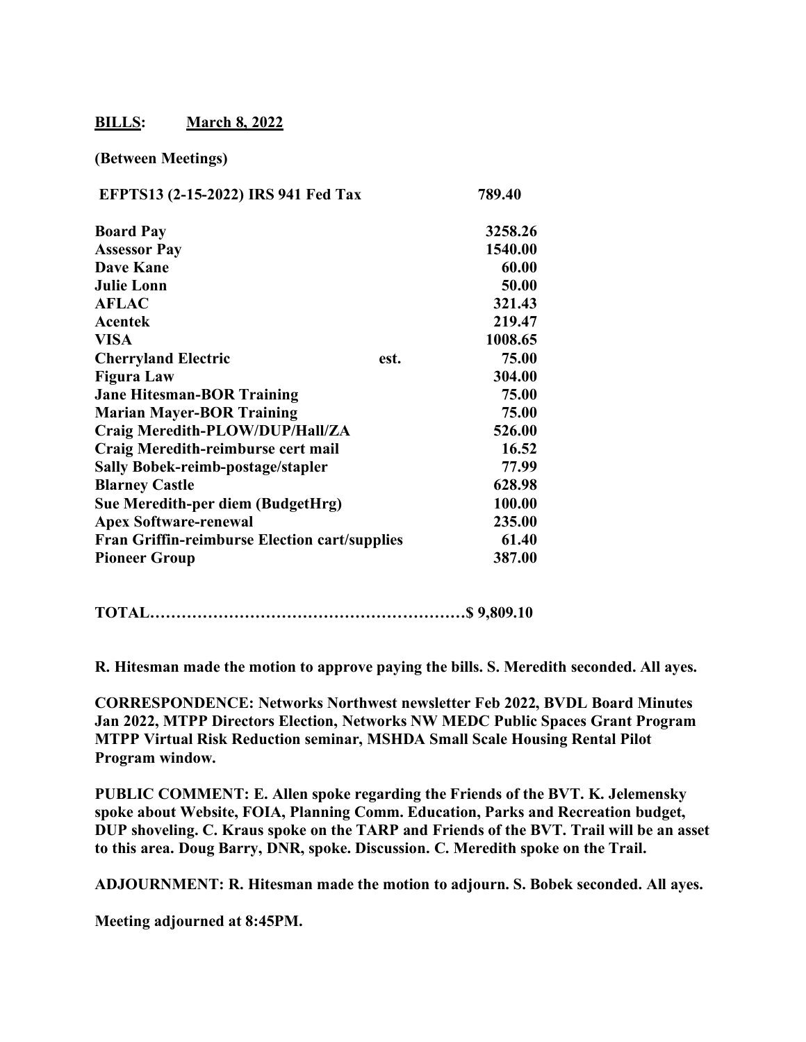**BILLS: March 8, 2022**

**(Between Meetings)**

| | | |
|---|---|---|
| **EFPTS13 (2-15-2022) IRS 941 Fed Tax** | | **789.40** |
| **Board Pay** | | **3258.26** |
| **Assessor Pay** | | **1540.00** |
| **Dave Kane** | | **60.00** |
| **Julie Lonn** | | **50.00** |
| **AFLAC** | | **321.43** |
| **Acentek** | | **219.47** |
| **VISA** | | **1008.65** |
| **Cherryland Electric** | **est.** | **75.00** |
| **Figura Law** | | **304.00** |
| **Jane Hitesman-BOR Training** | | **75.00** |
| **Marian Mayer-BOR Training** | | **75.00** |
| **Craig Meredith-PLOW/DUP/Hall/ZA** | | **526.00** |
| **Craig Meredith-reimburse cert mail** | | **16.52** |
| **Sally Bobek-reimb-postage/stapler** | | **77.99** |
| **Blarney Castle** | | **628.98** |
| **Sue Meredith-per diem (BudgetHrg)** | | **100.00** |
| **Apex Software-renewal** | | **235.00** |
| **Fran Griffin-reimburse Election cart/supplies** | | **61.40** |
| **Pioneer Group** | | **387.00** |

**TOTAL……………………………………………………$ 9,809.10**

**R. Hitesman made the motion to approve paying the bills. S. Meredith seconded. All ayes.**

**CORRESPONDENCE: Networks Northwest newsletter Feb 2022, BVDL Board Minutes Jan 2022, MTPP Directors Election, Networks NW MEDC Public Spaces Grant Program MTPP Virtual Risk Reduction seminar, MSHDA Small Scale Housing Rental Pilot Program window.**

**PUBLIC COMMENT: E. Allen spoke regarding the Friends of the BVT. K. Jelemensky spoke about Website, FOIA, Planning Comm. Education, Parks and Recreation budget, DUP shoveling. C. Kraus spoke on the TARP and Friends of the BVT. Trail will be an asset to this area. Doug Barry, DNR, spoke. Discussion. C. Meredith spoke on the Trail.**

**ADJOURNMENT: R. Hitesman made the motion to adjourn. S. Bobek seconded. All ayes.**

**Meeting adjourned at 8:45PM.**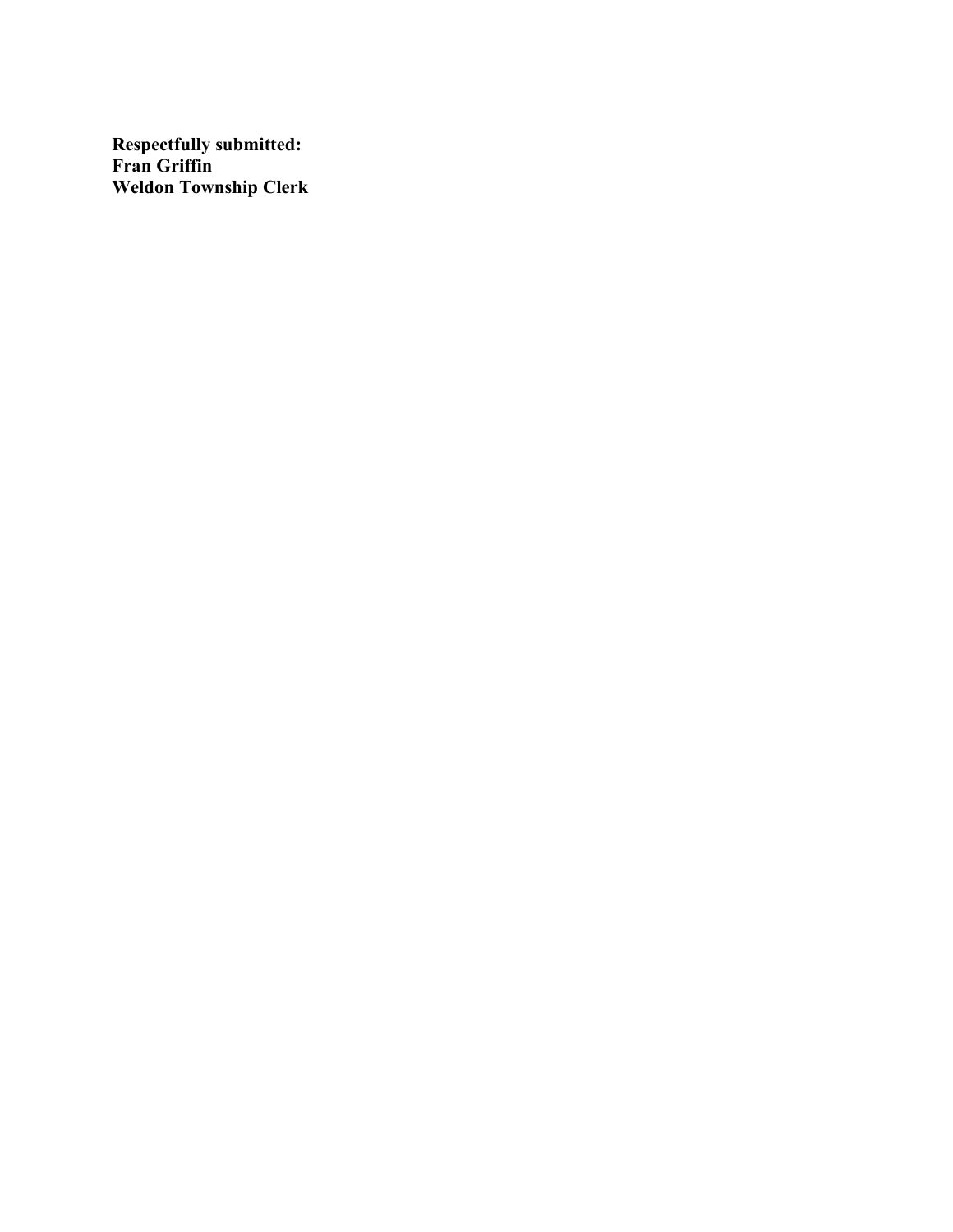**Respectfully submitted:**
**Fran Griffin**
**Weldon Township Clerk**